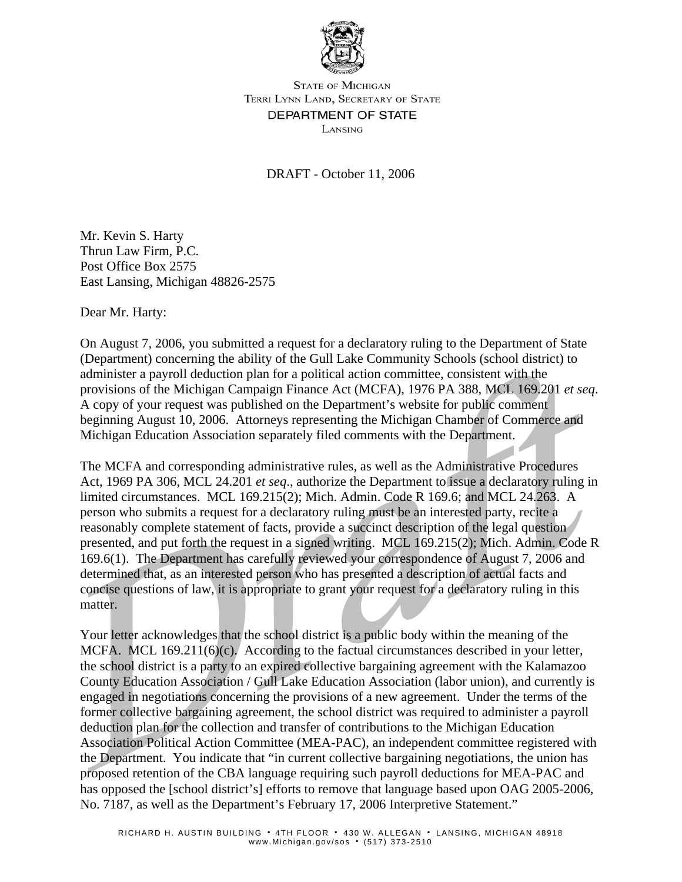STATE OF MICHIGAN
TERRI LYNN LAND, SECRETARY OF STATE
DEPARTMENT OF STATE
LANSING

DRAFT - October 11, 2006

Mr. Kevin S. Harty
Thrun Law Firm, P.C.
Post Office Box 2575
East Lansing, Michigan 48826-2575

Dear Mr. Harty:

On August 7, 2006, you submitted a request for a declaratory ruling to the Department of State (Department) concerning the ability of the Gull Lake Community Schools (school district) to administer a payroll deduction plan for a political action committee, consistent with the provisions of the Michigan Campaign Finance Act (MCFA), 1976 PA 388, MCL 169.201 *et seq*. A copy of your request was published on the Department's website for public comment beginning August 10, 2006. Attorneys representing the Michigan Chamber of Commerce and Michigan Education Association separately filed comments with the Department.

The MCFA and corresponding administrative rules, as well as the Administrative Procedures Act, 1969 PA 306, MCL 24.201 *et seq*., authorize the Department to issue a declaratory ruling in limited circumstances. MCL 169.215(2); Mich. Admin. Code R 169.6; and MCL 24.263. A person who submits a request for a declaratory ruling must be an interested party, recite a reasonably complete statement of facts, provide a succinct description of the legal question presented, and put forth the request in a signed writing. MCL 169.215(2); Mich. Admin. Code R 169.6(1). The Department has carefully reviewed your correspondence of August 7, 2006 and determined that, as an interested person who has presented a description of actual facts and concise questions of law, it is appropriate to grant your request for a declaratory ruling in this matter.

Your letter acknowledges that the school district is a public body within the meaning of the MCFA. MCL 169.211(6)(c). According to the factual circumstances described in your letter, the school district is a party to an expired collective bargaining agreement with the Kalamazoo County Education Association / Gull Lake Education Association (labor union), and currently is engaged in negotiations concerning the provisions of a new agreement. Under the terms of the former collective bargaining agreement, the school district was required to administer a payroll deduction plan for the collection and transfer of contributions to the Michigan Education Association Political Action Committee (MEA-PAC), an independent committee registered with the Department. You indicate that "in current collective bargaining negotiations, the union has proposed retention of the CBA language requiring such payroll deductions for MEA-PAC and has opposed the [school district's] efforts to remove that language based upon OAG 2005-2006, No. 7187, as well as the Department's February 17, 2006 Interpretive Statement."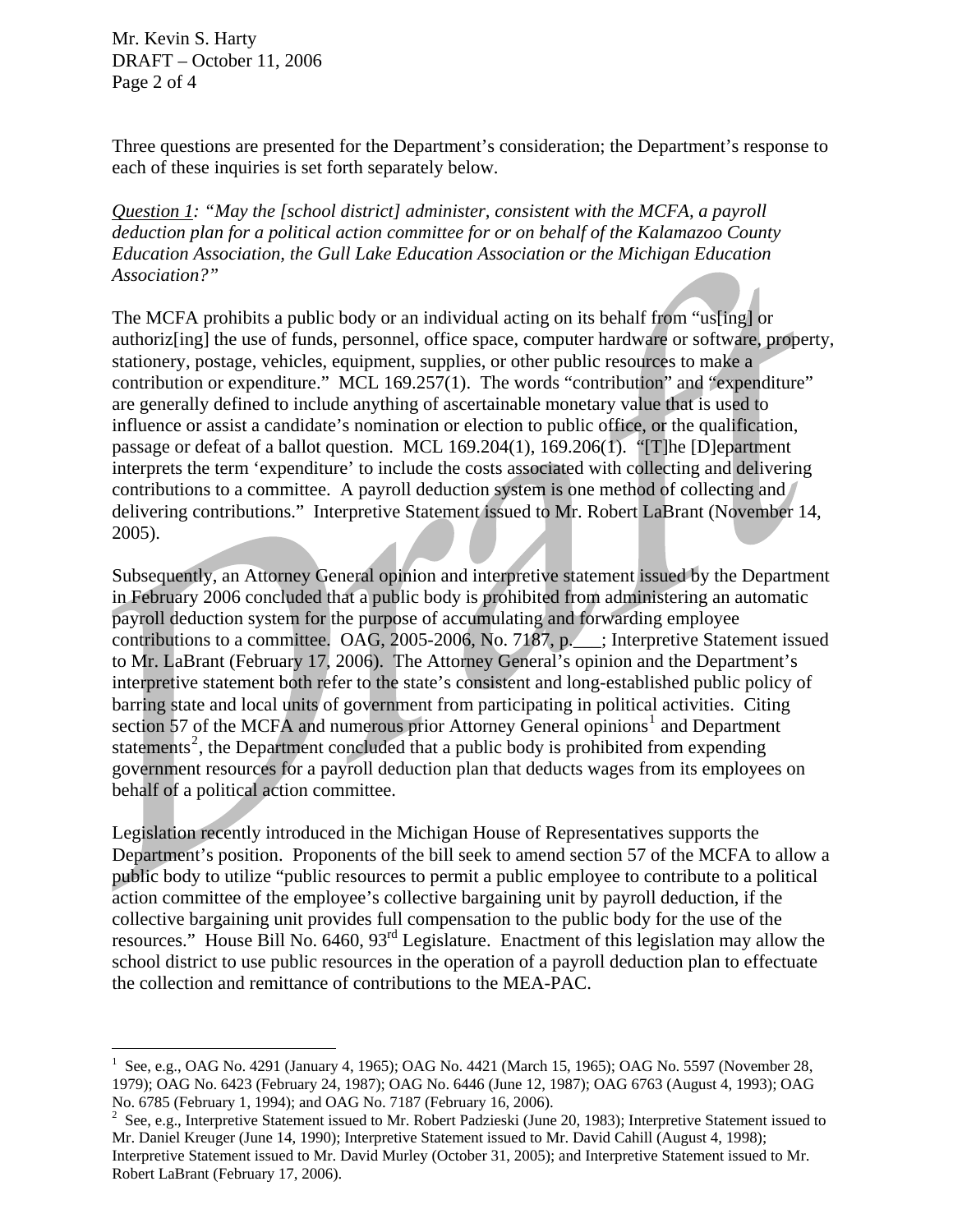Three questions are presented for the Department's consideration; the Department's response to each of these inquiries is set forth separately below.

*Question 1: "May the [school district] administer, consistent with the MCFA, a payroll deduction plan for a political action committee for or on behalf of the Kalamazoo County Education Association, the Gull Lake Education Association or the Michigan Education Association?"*

The MCFA prohibits a public body or an individual acting on its behalf from "us[ing] or authoriz[ing] the use of funds, personnel, office space, computer hardware or software, property, stationery, postage, vehicles, equipment, supplies, or other public resources to make a contribution or expenditure." MCL 169.257(1). The words "contribution" and "expenditure" are generally defined to include anything of ascertainable monetary value that is used to influence or assist a candidate's nomination or election to public office, or the qualification, passage or defeat of a ballot question. MCL 169.204(1), 169.206(1). "[T]he [D]epartment interprets the term 'expenditure' to include the costs associated with collecting and delivering contributions to a committee. A payroll deduction system is one method of collecting and delivering contributions." Interpretive Statement issued to Mr. Robert LaBrant (November 14, 2005).

Subsequently, an Attorney General opinion and interpretive statement issued by the Department in February 2006 concluded that a public body is prohibited from administering an automatic payroll deduction system for the purpose of accumulating and forwarding employee contributions to a committee. OAG, 2005-2006, No. 7187, p.___; Interpretive Statement issued to Mr. LaBrant (February 17, 2006). The Attorney General's opinion and the Department's interpretive statement both refer to the state's consistent and long-established public policy of barring state and local units of government from participating in political activities. Citing section 57 of the MCFA and numerous prior Attorney General opinions[1] and Department statements[2], the Department concluded that a public body is prohibited from expending government resources for a payroll deduction plan that deducts wages from its employees on behalf of a political action committee.

Legislation recently introduced in the Michigan House of Representatives supports the Department's position. Proponents of the bill seek to amend section 57 of the MCFA to allow a public body to utilize "public resources to permit a public employee to contribute to a political action committee of the employee's collective bargaining unit by payroll deduction, if the collective bargaining unit provides full compensation to the public body for the use of the resources." House Bill No. 6460, 93rd Legislature. Enactment of this legislation may allow the school district to use public resources in the operation of a payroll deduction plan to effectuate the collection and remittance of contributions to the MEA-PAC.

---

[1] See, e.g., OAG No. 4291 (January 4, 1965); OAG No. 4421 (March 15, 1965); OAG No. 5597 (November 28, 1979); OAG No. 6423 (February 24, 1987); OAG No. 6446 (June 12, 1987); OAG 6763 (August 4, 1993); OAG No. 6785 (February 1, 1994); and OAG No. 7187 (February 16, 2006).

[2] See, e.g., Interpretive Statement issued to Mr. Robert Padzieski (June 20, 1983); Interpretive Statement issued to Mr. Daniel Kreuger (June 14, 1990); Interpretive Statement issued to Mr. David Cahill (August 4, 1998); Interpretive Statement issued to Mr. David Murley (October 31, 2005); and Interpretive Statement issued to Mr. Robert LaBrant (February 17, 2006).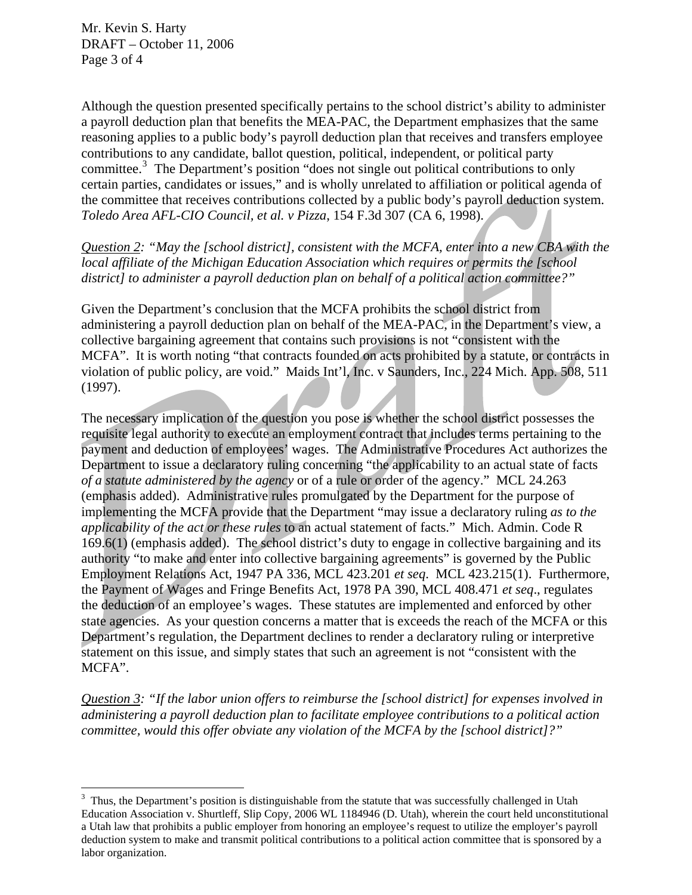Although the question presented specifically pertains to the school district's ability to administer a payroll deduction plan that benefits the MEA-PAC, the Department emphasizes that the same reasoning applies to a public body's payroll deduction plan that receives and transfers employee contributions to any candidate, ballot question, political, independent, or political party committee.[3] The Department's position "does not single out political contributions to only certain parties, candidates or issues," and is wholly unrelated to affiliation or political agenda of the committee that receives contributions collected by a public body's payroll deduction system. *Toledo Area AFL-CIO Council, et al. v Pizza*, 154 F.3d 307 (CA 6, 1998).

*Question 2: "May the [school district], consistent with the MCFA, enter into a new CBA with the local affiliate of the Michigan Education Association which requires or permits the [school district] to administer a payroll deduction plan on behalf of a political action committee?"*

Given the Department's conclusion that the MCFA prohibits the school district from administering a payroll deduction plan on behalf of the MEA-PAC, in the Department's view, a collective bargaining agreement that contains such provisions is not "consistent with the MCFA". It is worth noting "that contracts founded on acts prohibited by a statute, or contracts in violation of public policy, are void." Maids Int'l, Inc. v Saunders, Inc., 224 Mich. App. 508, 511 (1997).

The necessary implication of the question you pose is whether the school district possesses the requisite legal authority to execute an employment contract that includes terms pertaining to the payment and deduction of employees' wages. The Administrative Procedures Act authorizes the Department to issue a declaratory ruling concerning "the applicability to an actual state of facts *of a statute administered by the agency* or of a rule or order of the agency." MCL 24.263 (emphasis added). Administrative rules promulgated by the Department for the purpose of implementing the MCFA provide that the Department "may issue a declaratory ruling *as to the applicability of the act or these rules* to an actual statement of facts." Mich. Admin. Code R 169.6(1) (emphasis added). The school district's duty to engage in collective bargaining and its authority "to make and enter into collective bargaining agreements" is governed by the Public Employment Relations Act, 1947 PA 336, MCL 423.201 *et seq*. MCL 423.215(1). Furthermore, the Payment of Wages and Fringe Benefits Act, 1978 PA 390, MCL 408.471 *et seq*., regulates the deduction of an employee's wages. These statutes are implemented and enforced by other state agencies. As your question concerns a matter that is exceeds the reach of the MCFA or this Department's regulation, the Department declines to render a declaratory ruling or interpretive statement on this issue, and simply states that such an agreement is not "consistent with the MCFA".

*Question 3: "If the labor union offers to reimburse the [school district] for expenses involved in administering a payroll deduction plan to facilitate employee contributions to a political action committee, would this offer obviate any violation of the MCFA by the [school district]?"*

---

[3] Thus, the Department's position is distinguishable from the statute that was successfully challenged in Utah Education Association v. Shurtleff, Slip Copy, 2006 WL 1184946 (D. Utah), wherein the court held unconstitutional a Utah law that prohibits a public employer from honoring an employee's request to utilize the employer's payroll deduction system to make and transmit political contributions to a political action committee that is sponsored by a labor organization.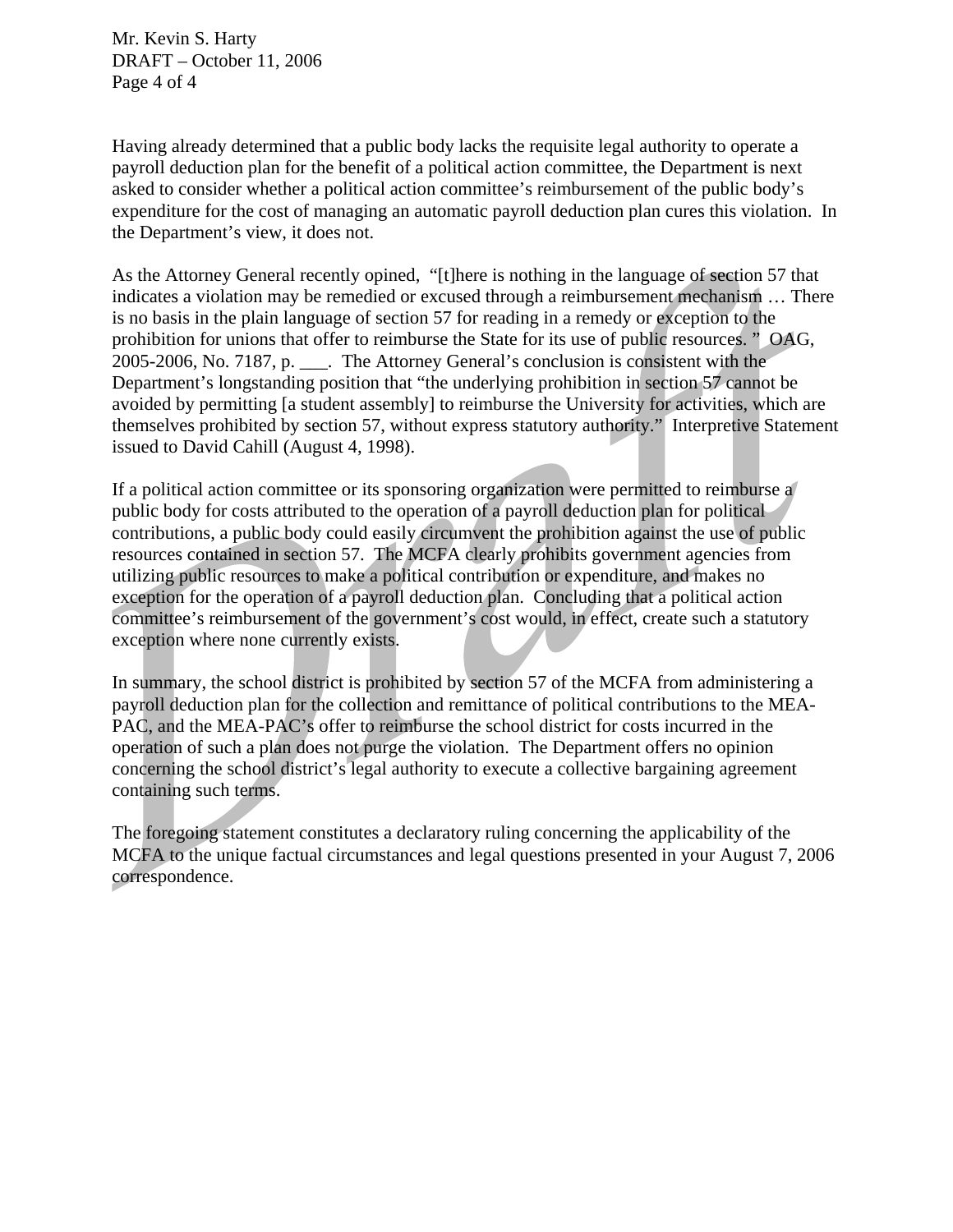Having already determined that a public body lacks the requisite legal authority to operate a payroll deduction plan for the benefit of a political action committee, the Department is next asked to consider whether a political action committee's reimbursement of the public body's expenditure for the cost of managing an automatic payroll deduction plan cures this violation. In the Department's view, it does not.

As the Attorney General recently opined, "[t]here is nothing in the language of section 57 that indicates a violation may be remedied or excused through a reimbursement mechanism … There is no basis in the plain language of section 57 for reading in a remedy or exception to the prohibition for unions that offer to reimburse the State for its use of public resources." OAG, 2005-2006, No. 7187, p. ___. The Attorney General's conclusion is consistent with the Department's longstanding position that "the underlying prohibition in section 57 cannot be avoided by permitting [a student assembly] to reimburse the University for activities, which are themselves prohibited by section 57, without express statutory authority." Interpretive Statement issued to David Cahill (August 4, 1998).

If a political action committee or its sponsoring organization were permitted to reimburse a public body for costs attributed to the operation of a payroll deduction plan for political contributions, a public body could easily circumvent the prohibition against the use of public resources contained in section 57. The MCFA clearly prohibits government agencies from utilizing public resources to make a political contribution or expenditure, and makes no exception for the operation of a payroll deduction plan. Concluding that a political action committee's reimbursement of the government's cost would, in effect, create such a statutory exception where none currently exists.

In summary, the school district is prohibited by section 57 of the MCFA from administering a payroll deduction plan for the collection and remittance of political contributions to the MEA-PAC, and the MEA-PAC's offer to reimburse the school district for costs incurred in the operation of such a plan does not purge the violation. The Department offers no opinion concerning the school district's legal authority to execute a collective bargaining agreement containing such terms.

The foregoing statement constitutes a declaratory ruling concerning the applicability of the MCFA to the unique factual circumstances and legal questions presented in your August 7, 2006 correspondence.